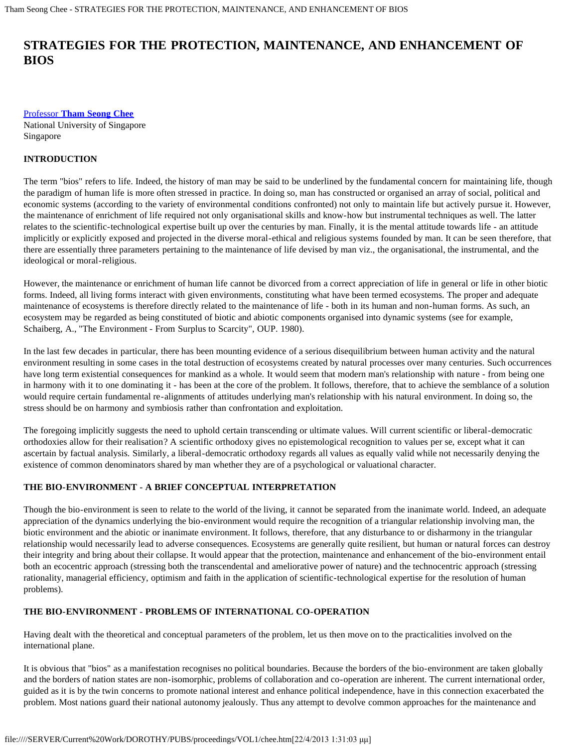# STRATEGIES FOR THE PROTECTION, MAINTENANCE, AND ENHANCEMENT OF BIOS

Professor **Tham Seong Chee**
National University of Singapore
Singapore

## INTRODUCTION

The term "bios" refers to life. Indeed, the history of man may be said to be underlined by the fundamental concern for maintaining life, though the paradigm of human life is more often stressed in practice. In doing so, man has constructed or organised an array of social, political and economic systems (according to the variety of environmental conditions confronted) not only to maintain life but actively pursue it. However, the maintenance of enrichment of life required not only organisational skills and know-how but instrumental techniques as well. The latter relates to the scientific-technological expertise built up over the centuries by man. Finally, it is the mental attitude towards life - an attitude implicitly or explicitly exposed and projected in the diverse moral-ethical and religious systems founded by man. It can be seen therefore, that there are essentially three parameters pertaining to the maintenance of life devised by man viz., the organisational, the instrumental, and the ideological or moral-religious.

However, the maintenance or enrichment of human life cannot be divorced from a correct appreciation of life in general or life in other biotic forms. Indeed, all living forms interact with given environments, constituting what have been termed ecosystems. The proper and adequate maintenance of ecosystems is therefore directly related to the maintenance of life - both in its human and non-human forms. As such, an ecosystem may be regarded as being constituted of biotic and abiotic components organised into dynamic systems (see for example, Schaiberg, A., "The Environment - From Surplus to Scarcity", OUP. 1980).

In the last few decades in particular, there has been mounting evidence of a serious disequilibrium between human activity and the natural environment resulting in some cases in the total destruction of ecosystems created by natural processes over many centuries. Such occurrences have long term existential consequences for mankind as a whole. It would seem that modern man's relationship with nature - from being one in harmony with it to one dominating it - has been at the core of the problem. It follows, therefore, that to achieve the semblance of a solution would require certain fundamental re-alignments of attitudes underlying man's relationship with his natural environment. In doing so, the stress should be on harmony and symbiosis rather than confrontation and exploitation.

The foregoing implicitly suggests the need to uphold certain transcending or ultimate values. Will current scientific or liberal-democratic orthodoxies allow for their realisation? A scientific orthodoxy gives no epistemological recognition to values per se, except what it can ascertain by factual analysis. Similarly, a liberal-democratic orthodoxy regards all values as equally valid while not necessarily denying the existence of common denominators shared by man whether they are of a psychological or valuational character.

## THE BIO-ENVIRONMENT - A BRIEF CONCEPTUAL INTERPRETATION

Though the bio-environment is seen to relate to the world of the living, it cannot be separated from the inanimate world. Indeed, an adequate appreciation of the dynamics underlying the bio-environment would require the recognition of a triangular relationship involving man, the biotic environment and the abiotic or inanimate environment. It follows, therefore, that any disturbance to or disharmony in the triangular relationship would necessarily lead to adverse consequences. Ecosystems are generally quite resilient, but human or natural forces can destroy their integrity and bring about their collapse. It would appear that the protection, maintenance and enhancement of the bio-environment entail both an ecocentric approach (stressing both the transcendental and ameliorative power of nature) and the technocentric approach (stressing rationality, managerial efficiency, optimism and faith in the application of scientific-technological expertise for the resolution of human problems).

## THE BIO-ENVIRONMENT - PROBLEMS OF INTERNATIONAL CO-OPERATION

Having dealt with the theoretical and conceptual parameters of the problem, let us then move on to the practicalities involved on the international plane.

It is obvious that "bios" as a manifestation recognises no political boundaries. Because the borders of the bio-environment are taken globally and the borders of nation states are non-isomorphic, problems of collaboration and co-operation are inherent. The current international order, guided as it is by the twin concerns to promote national interest and enhance political independence, have in this connection exacerbated the problem. Most nations guard their national autonomy jealously. Thus any attempt to devolve common approaches for the maintenance and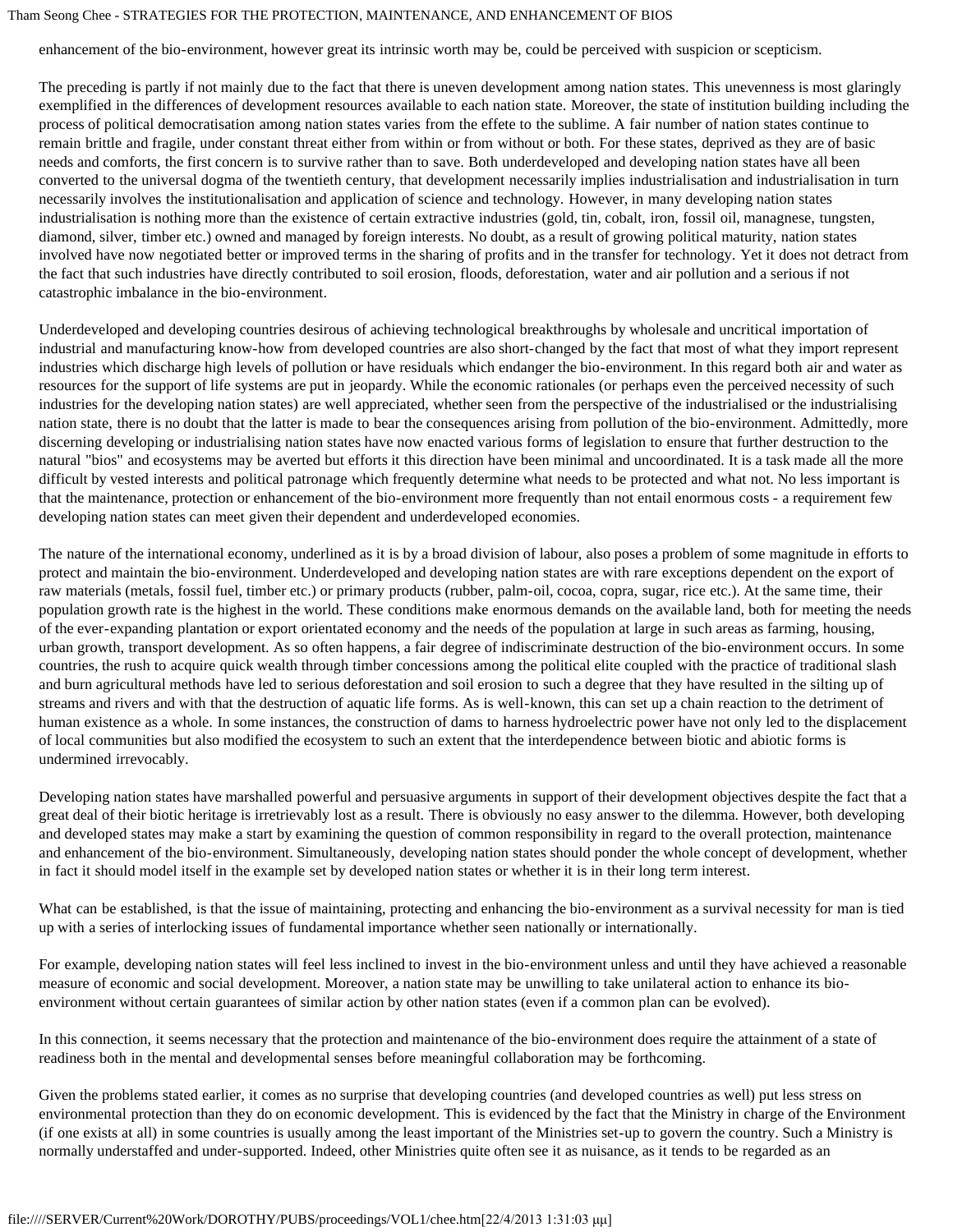enhancement of the bio-environment, however great its intrinsic worth may be, could be perceived with suspicion or scepticism.

The preceding is partly if not mainly due to the fact that there is uneven development among nation states. This unevenness is most glaringly exemplified in the differences of development resources available to each nation state. Moreover, the state of institution building including the process of political democratisation among nation states varies from the effete to the sublime. A fair number of nation states continue to remain brittle and fragile, under constant threat either from within or from without or both. For these states, deprived as they are of basic needs and comforts, the first concern is to survive rather than to save. Both underdeveloped and developing nation states have all been converted to the universal dogma of the twentieth century, that development necessarily implies industrialisation and industrialisation in turn necessarily involves the institutionalisation and application of science and technology. However, in many developing nation states industrialisation is nothing more than the existence of certain extractive industries (gold, tin, cobalt, iron, fossil oil, managnese, tungsten, diamond, silver, timber etc.) owned and managed by foreign interests. No doubt, as a result of growing political maturity, nation states involved have now negotiated better or improved terms in the sharing of profits and in the transfer for technology. Yet it does not detract from the fact that such industries have directly contributed to soil erosion, floods, deforestation, water and air pollution and a serious if not catastrophic imbalance in the bio-environment.

Underdeveloped and developing countries desirous of achieving technological breakthroughs by wholesale and uncritical importation of industrial and manufacturing know-how from developed countries are also short-changed by the fact that most of what they import represent industries which discharge high levels of pollution or have residuals which endanger the bio-environment. In this regard both air and water as resources for the support of life systems are put in jeopardy. While the economic rationales (or perhaps even the perceived necessity of such industries for the developing nation states) are well appreciated, whether seen from the perspective of the industrialised or the industrialising nation state, there is no doubt that the latter is made to bear the consequences arising from pollution of the bio-environment. Admittedly, more discerning developing or industrialising nation states have now enacted various forms of legislation to ensure that further destruction to the natural "bios" and ecosystems may be averted but efforts it this direction have been minimal and uncoordinated. It is a task made all the more difficult by vested interests and political patronage which frequently determine what needs to be protected and what not. No less important is that the maintenance, protection or enhancement of the bio-environment more frequently than not entail enormous costs - a requirement few developing nation states can meet given their dependent and underdeveloped economies.

The nature of the international economy, underlined as it is by a broad division of labour, also poses a problem of some magnitude in efforts to protect and maintain the bio-environment. Underdeveloped and developing nation states are with rare exceptions dependent on the export of raw materials (metals, fossil fuel, timber etc.) or primary products (rubber, palm-oil, cocoa, copra, sugar, rice etc.). At the same time, their population growth rate is the highest in the world. These conditions make enormous demands on the available land, both for meeting the needs of the ever-expanding plantation or export orientated economy and the needs of the population at large in such areas as farming, housing, urban growth, transport development. As so often happens, a fair degree of indiscriminate destruction of the bio-environment occurs. In some countries, the rush to acquire quick wealth through timber concessions among the political elite coupled with the practice of traditional slash and burn agricultural methods have led to serious deforestation and soil erosion to such a degree that they have resulted in the silting up of streams and rivers and with that the destruction of aquatic life forms. As is well-known, this can set up a chain reaction to the detriment of human existence as a whole. In some instances, the construction of dams to harness hydroelectric power have not only led to the displacement of local communities but also modified the ecosystem to such an extent that the interdependence between biotic and abiotic forms is undermined irrevocably.

Developing nation states have marshalled powerful and persuasive arguments in support of their development objectives despite the fact that a great deal of their biotic heritage is irretrievably lost as a result. There is obviously no easy answer to the dilemma. However, both developing and developed states may make a start by examining the question of common responsibility in regard to the overall protection, maintenance and enhancement of the bio-environment. Simultaneously, developing nation states should ponder the whole concept of development, whether in fact it should model itself in the example set by developed nation states or whether it is in their long term interest.

What can be established, is that the issue of maintaining, protecting and enhancing the bio-environment as a survival necessity for man is tied up with a series of interlocking issues of fundamental importance whether seen nationally or internationally.

For example, developing nation states will feel less inclined to invest in the bio-environment unless and until they have achieved a reasonable measure of economic and social development. Moreover, a nation state may be unwilling to take unilateral action to enhance its bio-environment without certain guarantees of similar action by other nation states (even if a common plan can be evolved).

In this connection, it seems necessary that the protection and maintenance of the bio-environment does require the attainment of a state of readiness both in the mental and developmental senses before meaningful collaboration may be forthcoming.

Given the problems stated earlier, it comes as no surprise that developing countries (and developed countries as well) put less stress on environmental protection than they do on economic development. This is evidenced by the fact that the Ministry in charge of the Environment (if one exists at all) in some countries is usually among the least important of the Ministries set-up to govern the country. Such a Ministry is normally understaffed and under-supported. Indeed, other Ministries quite often see it as nuisance, as it tends to be regarded as an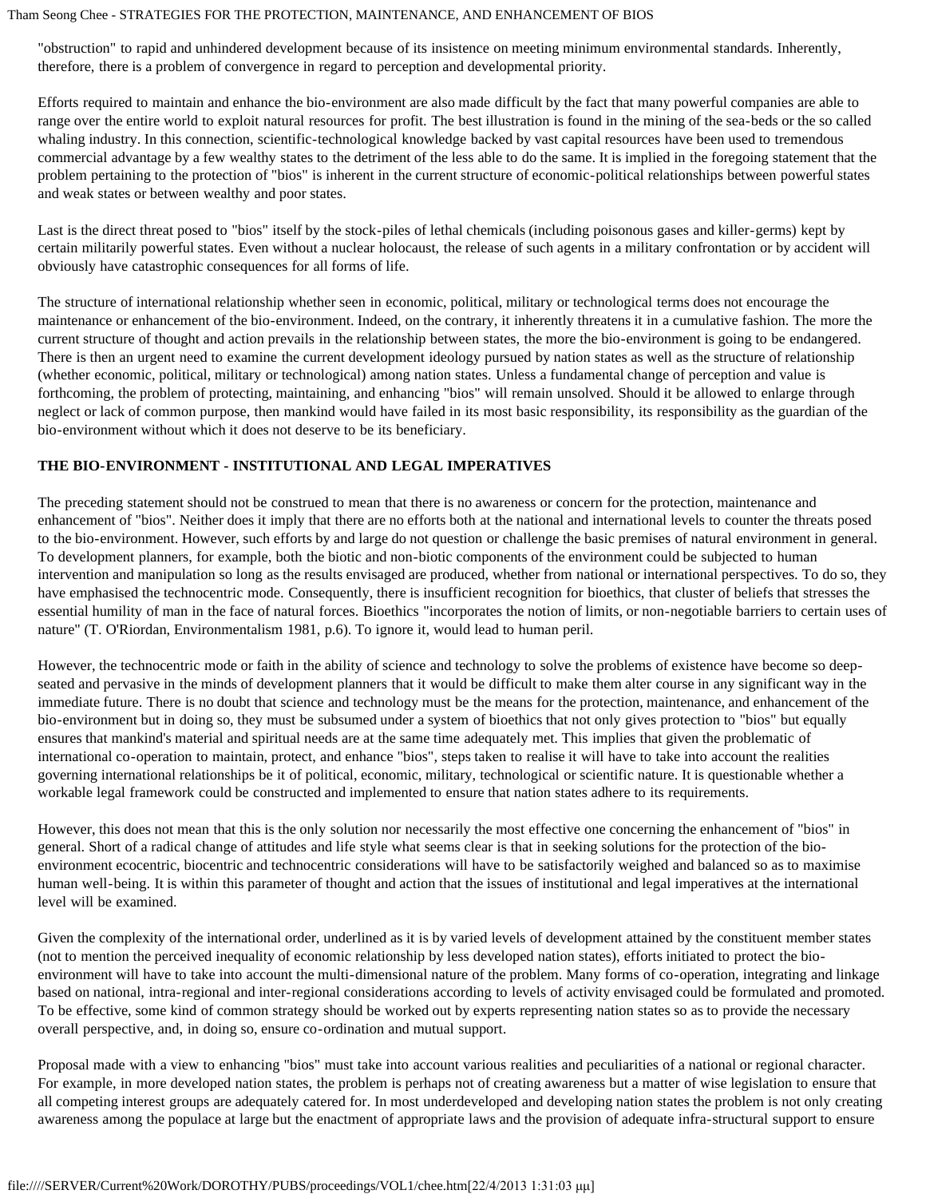"obstruction" to rapid and unhindered development because of its insistence on meeting minimum environmental standards. Inherently, therefore, there is a problem of convergence in regard to perception and developmental priority.

Efforts required to maintain and enhance the bio-environment are also made difficult by the fact that many powerful companies are able to range over the entire world to exploit natural resources for profit. The best illustration is found in the mining of the sea-beds or the so called whaling industry. In this connection, scientific-technological knowledge backed by vast capital resources have been used to tremendous commercial advantage by a few wealthy states to the detriment of the less able to do the same. It is implied in the foregoing statement that the problem pertaining to the protection of "bios" is inherent in the current structure of economic-political relationships between powerful states and weak states or between wealthy and poor states.

Last is the direct threat posed to "bios" itself by the stock-piles of lethal chemicals (including poisonous gases and killer-germs) kept by certain militarily powerful states. Even without a nuclear holocaust, the release of such agents in a military confrontation or by accident will obviously have catastrophic consequences for all forms of life.

The structure of international relationship whether seen in economic, political, military or technological terms does not encourage the maintenance or enhancement of the bio-environment. Indeed, on the contrary, it inherently threatens it in a cumulative fashion. The more the current structure of thought and action prevails in the relationship between states, the more the bio-environment is going to be endangered. There is then an urgent need to examine the current development ideology pursued by nation states as well as the structure of relationship (whether economic, political, military or technological) among nation states. Unless a fundamental change of perception and value is forthcoming, the problem of protecting, maintaining, and enhancing "bios" will remain unsolved. Should it be allowed to enlarge through neglect or lack of common purpose, then mankind would have failed in its most basic responsibility, its responsibility as the guardian of the bio-environment without which it does not deserve to be its beneficiary.

**THE BIO-ENVIRONMENT - INSTITUTIONAL AND LEGAL IMPERATIVES**

The preceding statement should not be construed to mean that there is no awareness or concern for the protection, maintenance and enhancement of "bios". Neither does it imply that there are no efforts both at the national and international levels to counter the threats posed to the bio-environment. However, such efforts by and large do not question or challenge the basic premises of natural environment in general. To development planners, for example, both the biotic and non-biotic components of the environment could be subjected to human intervention and manipulation so long as the results envisaged are produced, whether from national or international perspectives. To do so, they have emphasised the technocentric mode. Consequently, there is insufficient recognition for bioethics, that cluster of beliefs that stresses the essential humility of man in the face of natural forces. Bioethics "incorporates the notion of limits, or non-negotiable barriers to certain uses of nature" (T. O'Riordan, Environmentalism 1981, p.6). To ignore it, would lead to human peril.

However, the technocentric mode or faith in the ability of science and technology to solve the problems of existence have become so deep-seated and pervasive in the minds of development planners that it would be difficult to make them alter course in any significant way in the immediate future. There is no doubt that science and technology must be the means for the protection, maintenance, and enhancement of the bio-environment but in doing so, they must be subsumed under a system of bioethics that not only gives protection to "bios" but equally ensures that mankind's material and spiritual needs are at the same time adequately met. This implies that given the problematic of international co-operation to maintain, protect, and enhance "bios", steps taken to realise it will have to take into account the realities governing international relationships be it of political, economic, military, technological or scientific nature. It is questionable whether a workable legal framework could be constructed and implemented to ensure that nation states adhere to its requirements.

However, this does not mean that this is the only solution nor necessarily the most effective one concerning the enhancement of "bios" in general. Short of a radical change of attitudes and life style what seems clear is that in seeking solutions for the protection of the bio-environment ecocentric, biocentric and technocentric considerations will have to be satisfactorily weighed and balanced so as to maximise human well-being. It is within this parameter of thought and action that the issues of institutional and legal imperatives at the international level will be examined.

Given the complexity of the international order, underlined as it is by varied levels of development attained by the constituent member states (not to mention the perceived inequality of economic relationship by less developed nation states), efforts initiated to protect the bio-environment will have to take into account the multi-dimensional nature of the problem. Many forms of co-operation, integrating and linkage based on national, intra-regional and inter-regional considerations according to levels of activity envisaged could be formulated and promoted. To be effective, some kind of common strategy should be worked out by experts representing nation states so as to provide the necessary overall perspective, and, in doing so, ensure co-ordination and mutual support.

Proposal made with a view to enhancing "bios" must take into account various realities and peculiarities of a national or regional character. For example, in more developed nation states, the problem is perhaps not of creating awareness but a matter of wise legislation to ensure that all competing interest groups are adequately catered for. In most underdeveloped and developing nation states the problem is not only creating awareness among the populace at large but the enactment of appropriate laws and the provision of adequate infra-structural support to ensure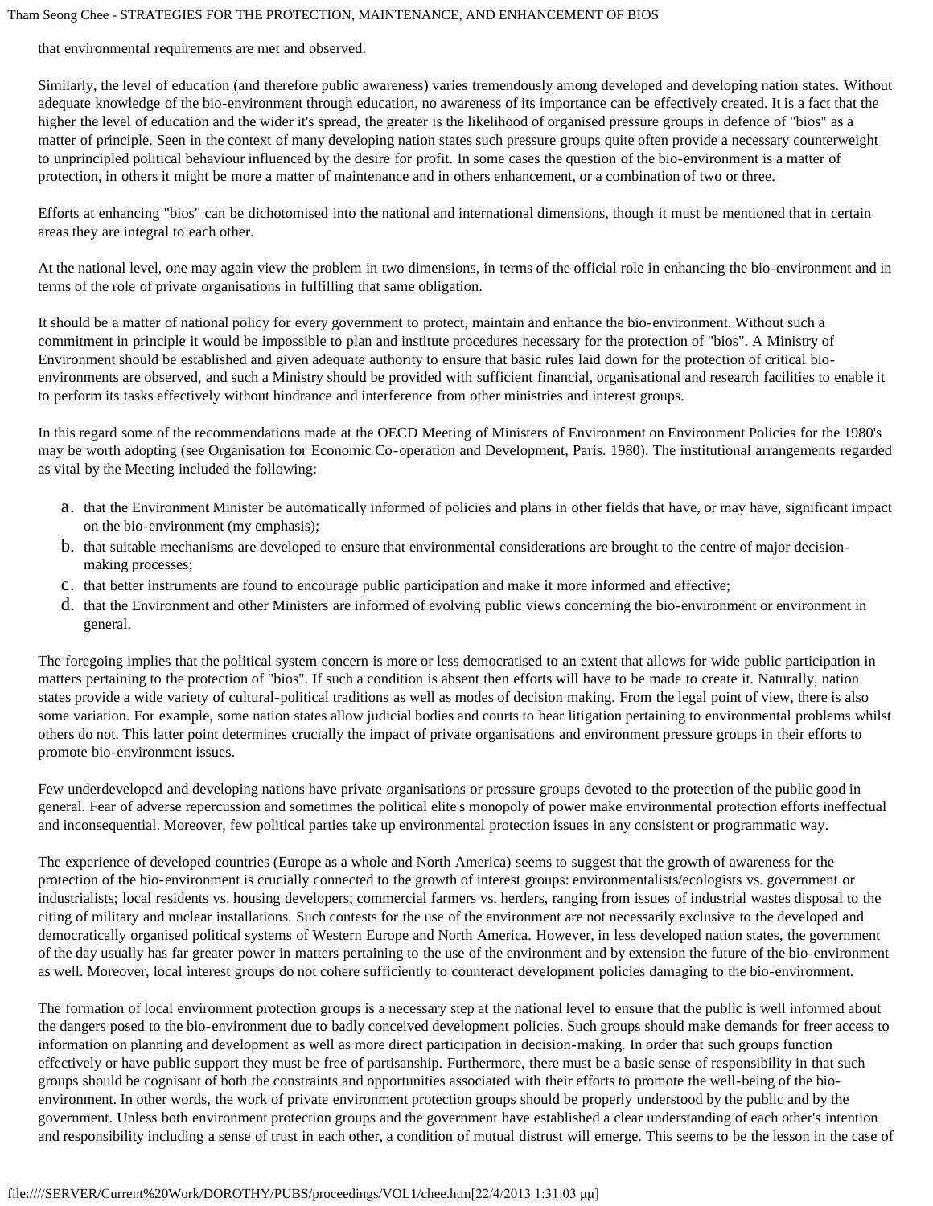that environmental requirements are met and observed.

Similarly, the level of education (and therefore public awareness) varies tremendously among developed and developing nation states. Without adequate knowledge of the bio-environment through education, no awareness of its importance can be effectively created. It is a fact that the higher the level of education and the wider it's spread, the greater is the likelihood of organised pressure groups in defence of "bios" as a matter of principle. Seen in the context of many developing nation states such pressure groups quite often provide a necessary counterweight to unprincipled political behaviour influenced by the desire for profit. In some cases the question of the bio-environment is a matter of protection, in others it might be more a matter of maintenance and in others enhancement, or a combination of two or three.

Efforts at enhancing "bios" can be dichotomised into the national and international dimensions, though it must be mentioned that in certain areas they are integral to each other.

At the national level, one may again view the problem in two dimensions, in terms of the official role in enhancing the bio-environment and in terms of the role of private organisations in fulfilling that same obligation.

It should be a matter of national policy for every government to protect, maintain and enhance the bio-environment. Without such a commitment in principle it would be impossible to plan and institute procedures necessary for the protection of "bios". A Ministry of Environment should be established and given adequate authority to ensure that basic rules laid down for the protection of critical bio-environments are observed, and such a Ministry should be provided with sufficient financial, organisational and research facilities to enable it to perform its tasks effectively without hindrance and interference from other ministries and interest groups.

In this regard some of the recommendations made at the OECD Meeting of Ministers of Environment on Environment Policies for the 1980's may be worth adopting (see Organisation for Economic Co-operation and Development, Paris. 1980). The institutional arrangements regarded as vital by the Meeting included the following:

a. that the Environment Minister be automatically informed of policies and plans in other fields that have, or may have, significant impact on the bio-environment (my emphasis);
b. that suitable mechanisms are developed to ensure that environmental considerations are brought to the centre of major decision-making processes;
c. that better instruments are found to encourage public participation and make it more informed and effective;
d. that the Environment and other Ministers are informed of evolving public views concerning the bio-environment or environment in general.

The foregoing implies that the political system concern is more or less democratised to an extent that allows for wide public participation in matters pertaining to the protection of "bios". If such a condition is absent then efforts will have to be made to create it. Naturally, nation states provide a wide variety of cultural-political traditions as well as modes of decision making. From the legal point of view, there is also some variation. For example, some nation states allow judicial bodies and courts to hear litigation pertaining to environmental problems whilst others do not. This latter point determines crucially the impact of private organisations and environment pressure groups in their efforts to promote bio-environment issues.

Few underdeveloped and developing nations have private organisations or pressure groups devoted to the protection of the public good in general. Fear of adverse repercussion and sometimes the political elite's monopoly of power make environmental protection efforts ineffectual and inconsequential. Moreover, few political parties take up environmental protection issues in any consistent or programmatic way.

The experience of developed countries (Europe as a whole and North America) seems to suggest that the growth of awareness for the protection of the bio-environment is crucially connected to the growth of interest groups: environmentalists/ecologists vs. government or industrialists; local residents vs. housing developers; commercial farmers vs. herders, ranging from issues of industrial wastes disposal to the citing of military and nuclear installations. Such contests for the use of the environment are not necessarily exclusive to the developed and democratically organised political systems of Western Europe and North America. However, in less developed nation states, the government of the day usually has far greater power in matters pertaining to the use of the environment and by extension the future of the bio-environment as well. Moreover, local interest groups do not cohere sufficiently to counteract development policies damaging to the bio-environment.

The formation of local environment protection groups is a necessary step at the national level to ensure that the public is well informed about the dangers posed to the bio-environment due to badly conceived development policies. Such groups should make demands for freer access to information on planning and development as well as more direct participation in decision-making. In order that such groups function effectively or have public support they must be free of partisanship. Furthermore, there must be a basic sense of responsibility in that such groups should be cognisant of both the constraints and opportunities associated with their efforts to promote the well-being of the bio-environment. In other words, the work of private environment protection groups should be properly understood by the public and by the government. Unless both environment protection groups and the government have established a clear understanding of each other's intention and responsibility including a sense of trust in each other, a condition of mutual distrust will emerge. This seems to be the lesson in the case of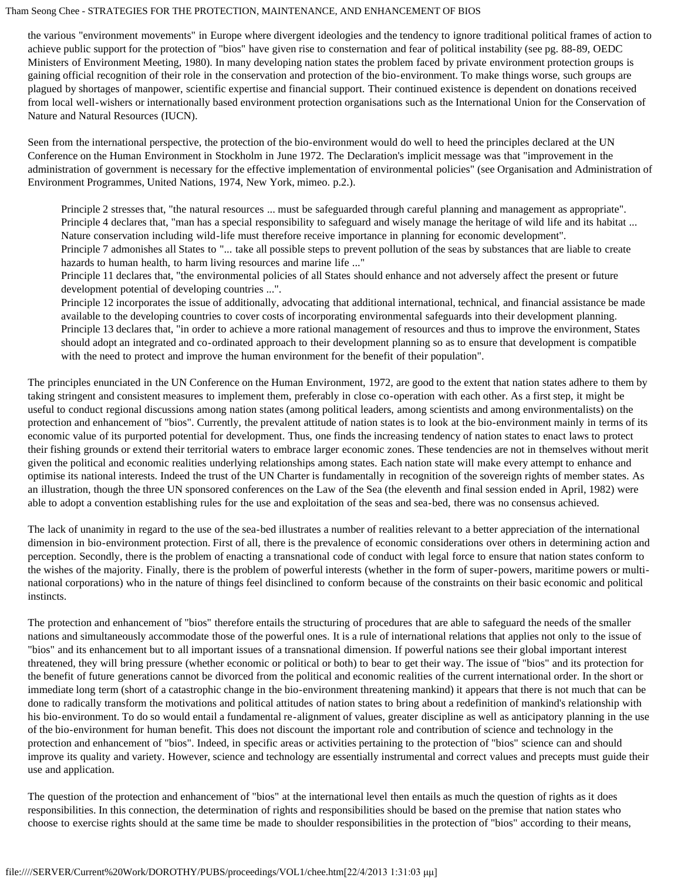the various "environment movements" in Europe where divergent ideologies and the tendency to ignore traditional political frames of action to achieve public support for the protection of "bios" have given rise to consternation and fear of political instability (see pg. 88-89, OEDC Ministers of Environment Meeting, 1980). In many developing nation states the problem faced by private environment protection groups is gaining official recognition of their role in the conservation and protection of the bio-environment. To make things worse, such groups are plagued by shortages of manpower, scientific expertise and financial support. Their continued existence is dependent on donations received from local well-wishers or internationally based environment protection organisations such as the International Union for the Conservation of Nature and Natural Resources (IUCN).

Seen from the international perspective, the protection of the bio-environment would do well to heed the principles declared at the UN Conference on the Human Environment in Stockholm in June 1972. The Declaration's implicit message was that "improvement in the administration of government is necessary for the effective implementation of environmental policies" (see Organisation and Administration of Environment Programmes, United Nations, 1974, New York, mimeo. p.2.).

> Principle 2 stresses that, "the natural resources ... must be safeguarded through careful planning and management as appropriate".
> Principle 4 declares that, "man has a special responsibility to safeguard and wisely manage the heritage of wild life and its habitat ... Nature conservation including wild-life must therefore receive importance in planning for economic development".
> Principle 7 admonishes all States to "... take all possible steps to prevent pollution of the seas by substances that are liable to create hazards to human health, to harm living resources and marine life ..."
> Principle 11 declares that, "the environmental policies of all States should enhance and not adversely affect the present or future development potential of developing countries ...".
> Principle 12 incorporates the issue of additionally, advocating that additional international, technical, and financial assistance be made available to the developing countries to cover costs of incorporating environmental safeguards into their development planning.
> Principle 13 declares that, "in order to achieve a more rational management of resources and thus to improve the environment, States should adopt an integrated and co-ordinated approach to their development planning so as to ensure that development is compatible with the need to protect and improve the human environment for the benefit of their population".

The principles enunciated in the UN Conference on the Human Environment, 1972, are good to the extent that nation states adhere to them by taking stringent and consistent measures to implement them, preferably in close co-operation with each other. As a first step, it might be useful to conduct regional discussions among nation states (among political leaders, among scientists and among environmentalists) on the protection and enhancement of "bios". Currently, the prevalent attitude of nation states is to look at the bio-environment mainly in terms of its economic value of its purported potential for development. Thus, one finds the increasing tendency of nation states to enact laws to protect their fishing grounds or extend their territorial waters to embrace larger economic zones. These tendencies are not in themselves without merit given the political and economic realities underlying relationships among states. Each nation state will make every attempt to enhance and optimise its national interests. Indeed the trust of the UN Charter is fundamentally in recognition of the sovereign rights of member states. As an illustration, though the three UN sponsored conferences on the Law of the Sea (the eleventh and final session ended in April, 1982) were able to adopt a convention establishing rules for the use and exploitation of the seas and sea-bed, there was no consensus achieved.

The lack of unanimity in regard to the use of the sea-bed illustrates a number of realities relevant to a better appreciation of the international dimension in bio-environment protection. First of all, there is the prevalence of economic considerations over others in determining action and perception. Secondly, there is the problem of enacting a transnational code of conduct with legal force to ensure that nation states conform to the wishes of the majority. Finally, there is the problem of powerful interests (whether in the form of super-powers, maritime powers or multi-national corporations) who in the nature of things feel disinclined to conform because of the constraints on their basic economic and political instincts.

The protection and enhancement of "bios" therefore entails the structuring of procedures that are able to safeguard the needs of the smaller nations and simultaneously accommodate those of the powerful ones. It is a rule of international relations that applies not only to the issue of "bios" and its enhancement but to all important issues of a transnational dimension. If powerful nations see their global important interest threatened, they will bring pressure (whether economic or political or both) to bear to get their way. The issue of "bios" and its protection for the benefit of future generations cannot be divorced from the political and economic realities of the current international order. In the short or immediate long term (short of a catastrophic change in the bio-environment threatening mankind) it appears that there is not much that can be done to radically transform the motivations and political attitudes of nation states to bring about a redefinition of mankind's relationship with his bio-environment. To do so would entail a fundamental re-alignment of values, greater discipline as well as anticipatory planning in the use of the bio-environment for human benefit. This does not discount the important role and contribution of science and technology in the protection and enhancement of "bios". Indeed, in specific areas or activities pertaining to the protection of "bios" science can and should improve its quality and variety. However, science and technology are essentially instrumental and correct values and precepts must guide their use and application.

The question of the protection and enhancement of "bios" at the international level then entails as much the question of rights as it does responsibilities. In this connection, the determination of rights and responsibilities should be based on the premise that nation states who choose to exercise rights should at the same time be made to shoulder responsibilities in the protection of "bios" according to their means,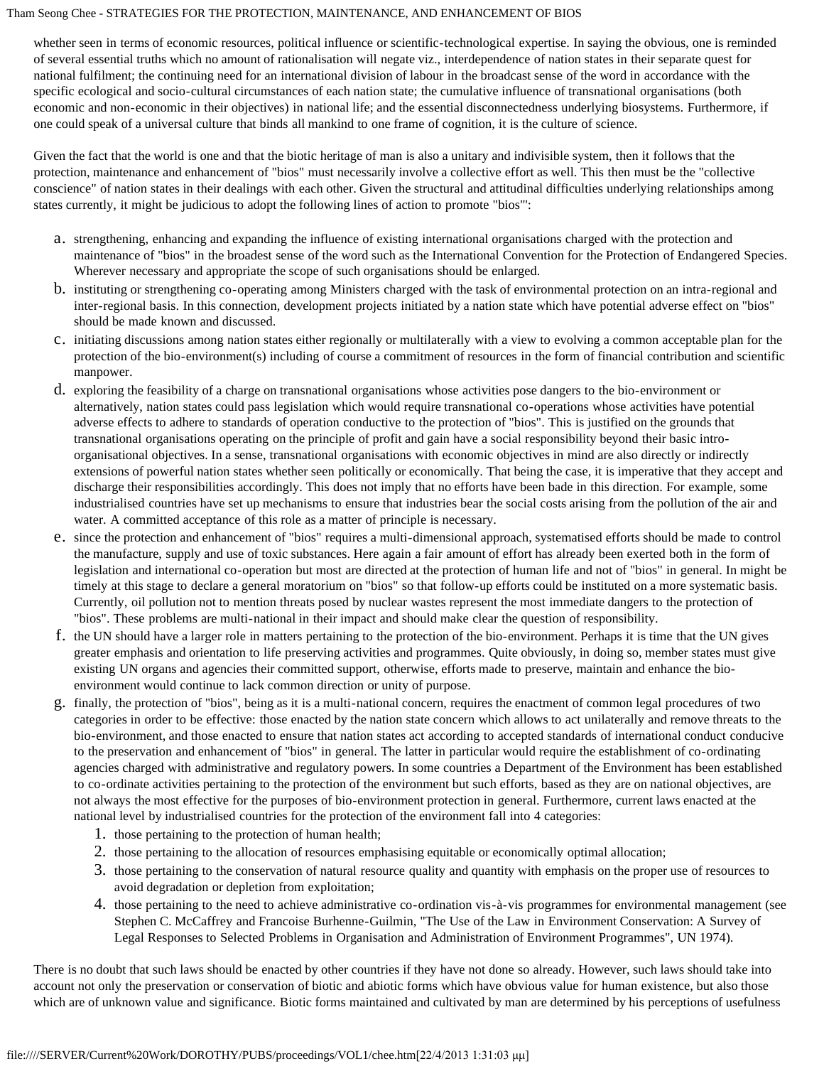whether seen in terms of economic resources, political influence or scientific-technological expertise. In saying the obvious, one is reminded of several essential truths which no amount of rationalisation will negate viz., interdependence of nation states in their separate quest for national fulfilment; the continuing need for an international division of labour in the broadcast sense of the word in accordance with the specific ecological and socio-cultural circumstances of each nation state; the cumulative influence of transnational organisations (both economic and non-economic in their objectives) in national life; and the essential disconnectedness underlying biosystems. Furthermore, if one could speak of a universal culture that binds all mankind to one frame of cognition, it is the culture of science.

Given the fact that the world is one and that the biotic heritage of man is also a unitary and indivisible system, then it follows that the protection, maintenance and enhancement of "bios" must necessarily involve a collective effort as well. This then must be the "collective conscience" of nation states in their dealings with each other. Given the structural and attitudinal difficulties underlying relationships among states currently, it might be judicious to adopt the following lines of action to promote "bios"':

a. strengthening, enhancing and expanding the influence of existing international organisations charged with the protection and maintenance of "bios" in the broadest sense of the word such as the International Convention for the Protection of Endangered Species. Wherever necessary and appropriate the scope of such organisations should be enlarged.
b. instituting or strengthening co-operating among Ministers charged with the task of environmental protection on an intra-regional and inter-regional basis. In this connection, development projects initiated by a nation state which have potential adverse effect on "bios" should be made known and discussed.
c. initiating discussions among nation states either regionally or multilaterally with a view to evolving a common acceptable plan for the protection of the bio-environment(s) including of course a commitment of resources in the form of financial contribution and scientific manpower.
d. exploring the feasibility of a charge on transnational organisations whose activities pose dangers to the bio-environment or alternatively, nation states could pass legislation which would require transnational co-operations whose activities have potential adverse effects to adhere to standards of operation conductive to the protection of "bios". This is justified on the grounds that transnational organisations operating on the principle of profit and gain have a social responsibility beyond their basic intro-organisational objectives. In a sense, transnational organisations with economic objectives in mind are also directly or indirectly extensions of powerful nation states whether seen politically or economically. That being the case, it is imperative that they accept and discharge their responsibilities accordingly. This does not imply that no efforts have been bade in this direction. For example, some industrialised countries have set up mechanisms to ensure that industries bear the social costs arising from the pollution of the air and water. A committed acceptance of this role as a matter of principle is necessary.
e. since the protection and enhancement of "bios" requires a multi-dimensional approach, systematised efforts should be made to control the manufacture, supply and use of toxic substances. Here again a fair amount of effort has already been exerted both in the form of legislation and international co-operation but most are directed at the protection of human life and not of "bios" in general. In might be timely at this stage to declare a general moratorium on "bios" so that follow-up efforts could be instituted on a more systematic basis. Currently, oil pollution not to mention threats posed by nuclear wastes represent the most immediate dangers to the protection of "bios". These problems are multi-national in their impact and should make clear the question of responsibility.
f. the UN should have a larger role in matters pertaining to the protection of the bio-environment. Perhaps it is time that the UN gives greater emphasis and orientation to life preserving activities and programmes. Quite obviously, in doing so, member states must give existing UN organs and agencies their committed support, otherwise, efforts made to preserve, maintain and enhance the bio-environment would continue to lack common direction or unity of purpose.
g. finally, the protection of "bios", being as it is a multi-national concern, requires the enactment of common legal procedures of two categories in order to be effective: those enacted by the nation state concern which allows to act unilaterally and remove threats to the bio-environment, and those enacted to ensure that nation states act according to accepted standards of international conduct conducive to the preservation and enhancement of "bios" in general. The latter in particular would require the establishment of co-ordinating agencies charged with administrative and regulatory powers. In some countries a Department of the Environment has been established to co-ordinate activities pertaining to the protection of the environment but such efforts, based as they are on national objectives, are not always the most effective for the purposes of bio-environment protection in general. Furthermore, current laws enacted at the national level by industrialised countries for the protection of the environment fall into 4 categories:
    1. those pertaining to the protection of human health;
    2. those pertaining to the allocation of resources emphasising equitable or economically optimal allocation;
    3. those pertaining to the conservation of natural resource quality and quantity with emphasis on the proper use of resources to avoid degradation or depletion from exploitation;
    4. those pertaining to the need to achieve administrative co-ordination vis-à-vis programmes for environmental management (see Stephen C. McCaffrey and Francoise Burhenne-Guilmin, "The Use of the Law in Environment Conservation: A Survey of Legal Responses to Selected Problems in Organisation and Administration of Environment Programmes", UN 1974).

There is no doubt that such laws should be enacted by other countries if they have not done so already. However, such laws should take into account not only the preservation or conservation of biotic and abiotic forms which have obvious value for human existence, but also those which are of unknown value and significance. Biotic forms maintained and cultivated by man are determined by his perceptions of usefulness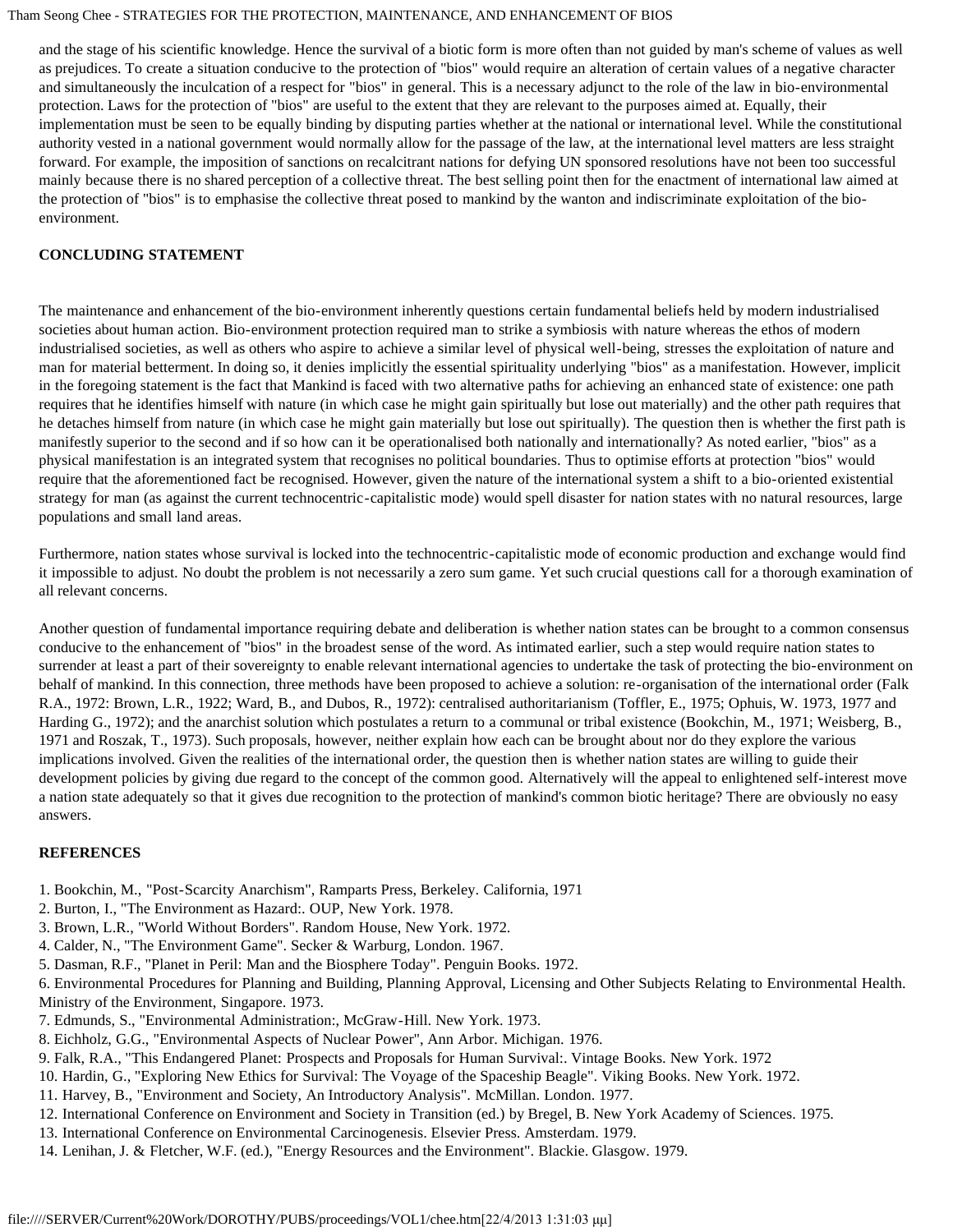and the stage of his scientific knowledge. Hence the survival of a biotic form is more often than not guided by man's scheme of values as well as prejudices. To create a situation conducive to the protection of "bios" would require an alteration of certain values of a negative character and simultaneously the inculcation of a respect for "bios" in general. This is a necessary adjunct to the role of the law in bio-environmental protection. Laws for the protection of "bios" are useful to the extent that they are relevant to the purposes aimed at. Equally, their implementation must be seen to be equally binding by disputing parties whether at the national or international level. While the constitutional authority vested in a national government would normally allow for the passage of the law, at the international level matters are less straight forward. For example, the imposition of sanctions on recalcitrant nations for defying UN sponsored resolutions have not been too successful mainly because there is no shared perception of a collective threat. The best selling point then for the enactment of international law aimed at the protection of "bios" is to emphasise the collective threat posed to mankind by the wanton and indiscriminate exploitation of the bio-environment.

## CONCLUDING STATEMENT

The maintenance and enhancement of the bio-environment inherently questions certain fundamental beliefs held by modern industrialised societies about human action. Bio-environment protection required man to strike a symbiosis with nature whereas the ethos of modern industrialised societies, as well as others who aspire to achieve a similar level of physical well-being, stresses the exploitation of nature and man for material betterment. In doing so, it denies implicitly the essential spirituality underlying "bios" as a manifestation. However, implicit in the foregoing statement is the fact that Mankind is faced with two alternative paths for achieving an enhanced state of existence: one path requires that he identifies himself with nature (in which case he might gain spiritually but lose out materially) and the other path requires that he detaches himself from nature (in which case he might gain materially but lose out spiritually). The question then is whether the first path is manifestly superior to the second and if so how can it be operationalised both nationally and internationally? As noted earlier, "bios" as a physical manifestation is an integrated system that recognises no political boundaries. Thus to optimise efforts at protection "bios" would require that the aforementioned fact be recognised. However, given the nature of the international system a shift to a bio-oriented existential strategy for man (as against the current technocentric-capitalistic mode) would spell disaster for nation states with no natural resources, large populations and small land areas.

Furthermore, nation states whose survival is locked into the technocentric-capitalistic mode of economic production and exchange would find it impossible to adjust. No doubt the problem is not necessarily a zero sum game. Yet such crucial questions call for a thorough examination of all relevant concerns.

Another question of fundamental importance requiring debate and deliberation is whether nation states can be brought to a common consensus conducive to the enhancement of "bios" in the broadest sense of the word. As intimated earlier, such a step would require nation states to surrender at least a part of their sovereignty to enable relevant international agencies to undertake the task of protecting the bio-environment on behalf of mankind. In this connection, three methods have been proposed to achieve a solution: re-organisation of the international order (Falk R.A., 1972: Brown, L.R., 1922; Ward, B., and Dubos, R., 1972): centralised authoritarianism (Toffler, E., 1975; Ophuis, W. 1973, 1977 and Harding G., 1972); and the anarchist solution which postulates a return to a communal or tribal existence (Bookchin, M., 1971; Weisberg, B., 1971 and Roszak, T., 1973). Such proposals, however, neither explain how each can be brought about nor do they explore the various implications involved. Given the realities of the international order, the question then is whether nation states are willing to guide their development policies by giving due regard to the concept of the common good. Alternatively will the appeal to enlightened self-interest move a nation state adequately so that it gives due recognition to the protection of mankind's common biotic heritage? There are obviously no easy answers.

## REFERENCES

1. Bookchin, M., "Post-Scarcity Anarchism", Ramparts Press, Berkeley. California, 1971
2. Burton, I., "The Environment as Hazard:. OUP, New York. 1978.
3. Brown, L.R., "World Without Borders". Random House, New York. 1972.
4. Calder, N., "The Environment Game". Secker & Warburg, London. 1967.
5. Dasman, R.F., "Planet in Peril: Man and the Biosphere Today". Penguin Books. 1972.
6. Environmental Procedures for Planning and Building, Planning Approval, Licensing and Other Subjects Relating to Environmental Health. Ministry of the Environment, Singapore. 1973.
7. Edmunds, S., "Environmental Administration:, McGraw-Hill. New York. 1973.
8. Eichholz, G.G., "Environmental Aspects of Nuclear Power", Ann Arbor. Michigan. 1976.
9. Falk, R.A., "This Endangered Planet: Prospects and Proposals for Human Survival:. Vintage Books. New York. 1972
10. Hardin, G., "Exploring New Ethics for Survival: The Voyage of the Spaceship Beagle". Viking Books. New York. 1972.
11. Harvey, B., "Environment and Society, An Introductory Analysis". McMillan. London. 1977.
12. International Conference on Environment and Society in Transition (ed.) by Bregel, B. New York Academy of Sciences. 1975.
13. International Conference on Environmental Carcinogenesis. Elsevier Press. Amsterdam. 1979.
14. Lenihan, J. & Fletcher, W.F. (ed.), "Energy Resources and the Environment". Blackie. Glasgow. 1979.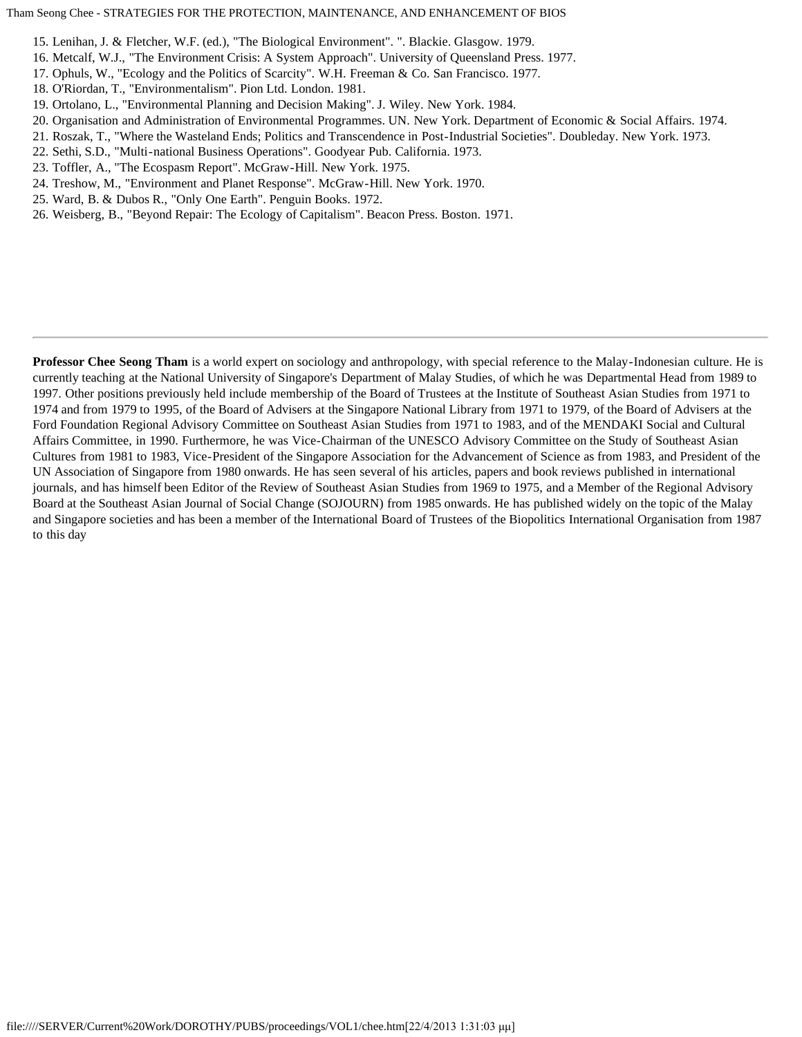15. Lenihan, J. & Fletcher, W.F. (ed.), "The Biological Environment". ". Blackie. Glasgow. 1979.
16. Metcalf, W.J., "The Environment Crisis: A System Approach". University of Queensland Press. 1977.
17. Ophuls, W., "Ecology and the Politics of Scarcity". W.H. Freeman & Co. San Francisco. 1977.
18. O'Riordan, T., "Environmentalism". Pion Ltd. London. 1981.
19. Ortolano, L., "Environmental Planning and Decision Making". J. Wiley. New York. 1984.
20. Organisation and Administration of Environmental Programmes. UN. New York. Department of Economic & Social Affairs. 1974.
21. Roszak, T., "Where the Wasteland Ends; Politics and Transcendence in Post-Industrial Societies". Doubleday. New York. 1973.
22. Sethi, S.D., "Multi-national Business Operations". Goodyear Pub. California. 1973.
23. Toffler, A., "The Ecospasm Report". McGraw-Hill. New York. 1975.
24. Treshow, M., "Environment and Planet Response". McGraw-Hill. New York. 1970.
25. Ward, B. & Dubos R., "Only One Earth". Penguin Books. 1972.
26. Weisberg, B., "Beyond Repair: The Ecology of Capitalism". Beacon Press. Boston. 1971.

---

**Professor Chee Seong Tham** is a world expert on sociology and anthropology, with special reference to the Malay-Indonesian culture. He is currently teaching at the National University of Singapore's Department of Malay Studies, of which he was Departmental Head from 1989 to 1997. Other positions previously held include membership of the Board of Trustees at the Institute of Southeast Asian Studies from 1971 to 1974 and from 1979 to 1995, of the Board of Advisers at the Singapore National Library from 1971 to 1979, of the Board of Advisers at the Ford Foundation Regional Advisory Committee on Southeast Asian Studies from 1971 to 1983, and of the MENDAKI Social and Cultural Affairs Committee, in 1990. Furthermore, he was Vice-Chairman of the UNESCO Advisory Committee on the Study of Southeast Asian Cultures from 1981 to 1983, Vice-President of the Singapore Association for the Advancement of Science as from 1983, and President of the UN Association of Singapore from 1980 onwards. He has seen several of his articles, papers and book reviews published in international journals, and has himself been Editor of the Review of Southeast Asian Studies from 1969 to 1975, and a Member of the Regional Advisory Board at the Southeast Asian Journal of Social Change (SOJOURN) from 1985 onwards. He has published widely on the topic of the Malay and Singapore societies and has been a member of the International Board of Trustees of the Biopolitics International Organisation from 1987 to this day